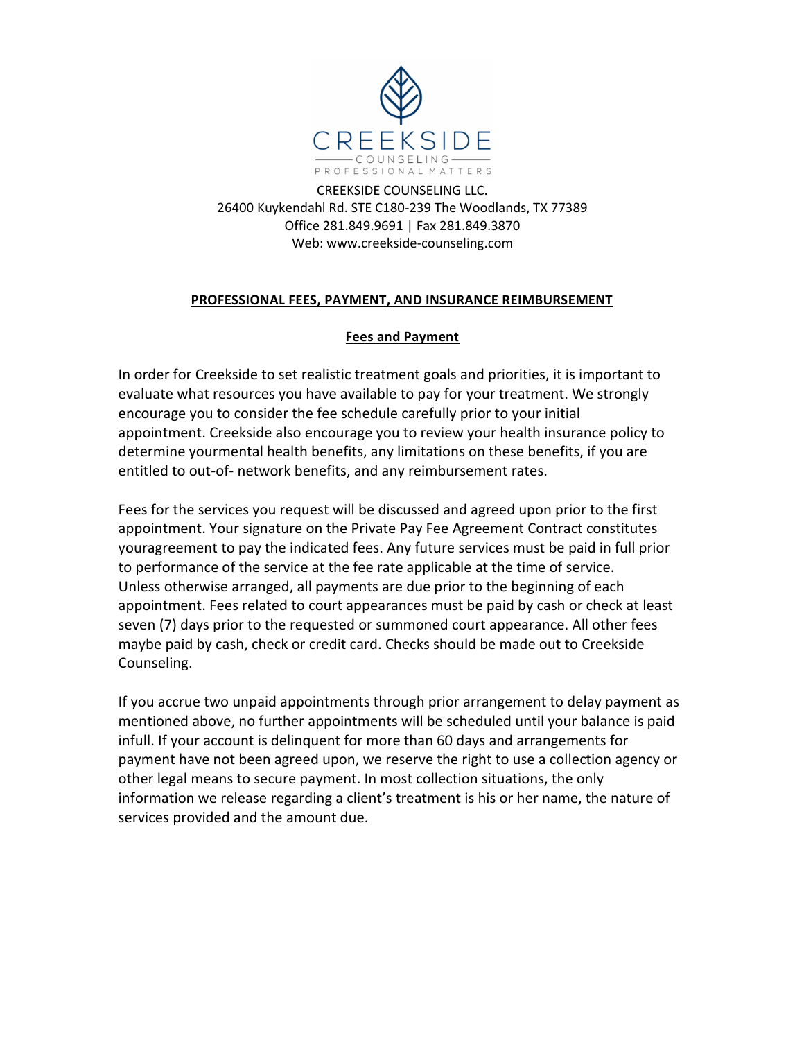CREEKSIDE

COUNSELING

PROFESSIONAL MATTERS

CREEKSIDE COUNSELING LLC.
26400 Kuykendahl Rd. STE C180-239 The Woodlands, TX 77389
Office 281.849.9691 | Fax 281.849.3870
Web: www.creekside-counseling.com

## PROFESSIONAL FEES, PAYMENT, AND INSURANCE REIMBURSEMENT

### Fees and Payment

In order for Creekside to set realistic treatment goals and priorities, it is important to evaluate what resources you have available to pay for your treatment. We strongly encourage you to consider the fee schedule carefully prior to your initial appointment. Creekside also encourage you to review your health insurance policy to determine yourmental health benefits, any limitations on these benefits, if you are entitled to out-of- network benefits, and any reimbursement rates.

Fees for the services you request will be discussed and agreed upon prior to the first appointment. Your signature on the Private Pay Fee Agreement Contract constitutes youragreement to pay the indicated fees. Any future services must be paid in full prior to performance of the service at the fee rate applicable at the time of service. Unless otherwise arranged, all payments are due prior to the beginning of each appointment. Fees related to court appearances must be paid by cash or check at least seven (7) days prior to the requested or summoned court appearance. All other fees maybe paid by cash, check or credit card. Checks should be made out to Creekside Counseling.

If you accrue two unpaid appointments through prior arrangement to delay payment as mentioned above, no further appointments will be scheduled until your balance is paid infull. If your account is delinquent for more than 60 days and arrangements for payment have not been agreed upon, we reserve the right to use a collection agency or other legal means to secure payment. In most collection situations, the only information we release regarding a client's treatment is his or her name, the nature of services provided and the amount due.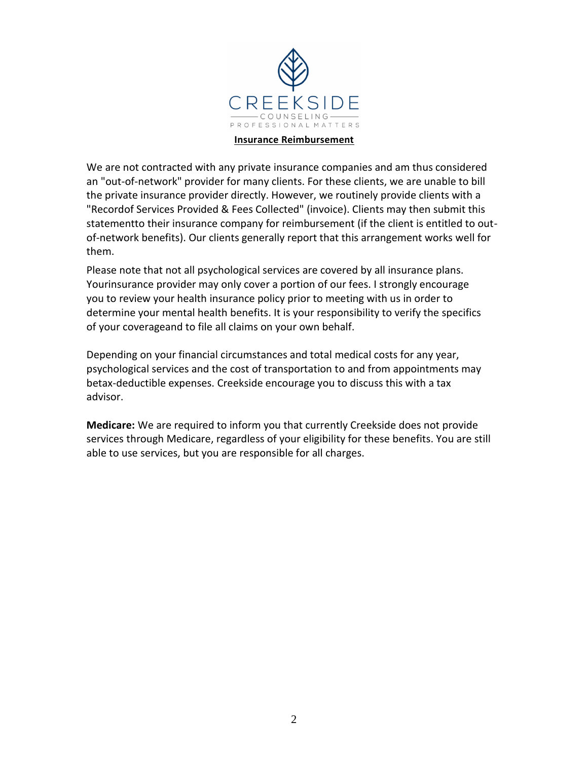CREEKSIDE

COUNSELING

PROFESSIONAL MATTERS

**Insurance Reimbursement**

We are not contracted with any private insurance companies and am thus considered an "out-of-network" provider for many clients. For these clients, we are unable to bill the private insurance provider directly. However, we routinely provide clients with a "Recordof Services Provided & Fees Collected" (invoice). Clients may then submit this statementto their insurance company for reimbursement (if the client is entitled to out-of-network benefits). Our clients generally report that this arrangement works well for them.

Please note that not all psychological services are covered by all insurance plans. Yourinsurance provider may only cover a portion of our fees. I strongly encourage you to review your health insurance policy prior to meeting with us in order to determine your mental health benefits. It is your responsibility to verify the specifics of your coverageand to file all claims on your own behalf.

Depending on your financial circumstances and total medical costs for any year, psychological services and the cost of transportation to and from appointments may betax-deductible expenses. Creekside encourage you to discuss this with a tax advisor.

**Medicare:** We are required to inform you that currently Creekside does not provide services through Medicare, regardless of your eligibility for these benefits. You are still able to use services, but you are responsible for all charges.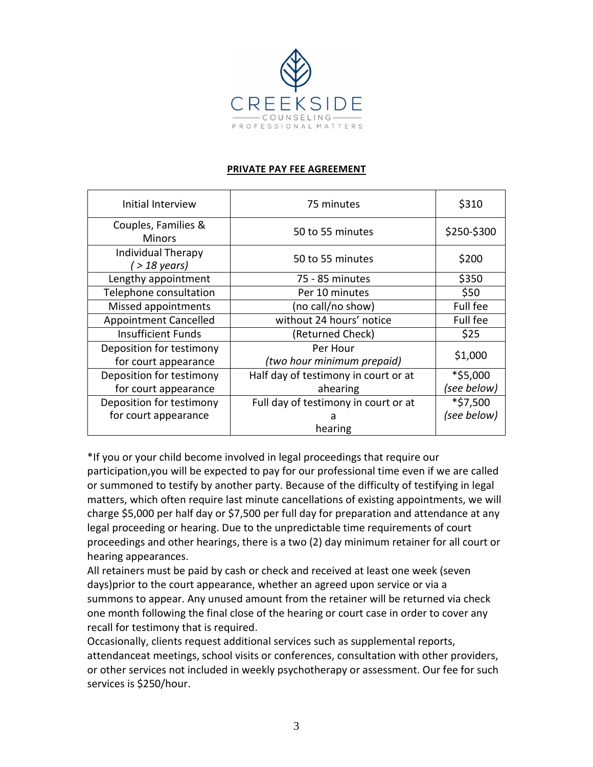CREEKSIDE

COUNSELING

PROFESSIONAL MATTERS

**PRIVATE PAY FEE AGREEMENT**

| Initial Interview | 75 minutes | $310 |
|---|---|---|
| Couples, Families & Minors | 50 to 55 minutes | $250-$300 |
| Individual Therapy *( > 18 years)* | 50 to 55 minutes | $200 |
| Lengthy appointment | 75 - 85 minutes | $350 |
| Telephone consultation | Per 10 minutes | $50 |
| Missed appointments | (no call/no show) | Full fee |
| Appointment Cancelled | without 24 hours' notice | Full fee |
| Insufficient Funds | (Returned Check) | $25 |
| Deposition for testimony for court appearance | Per Hour *(two hour minimum prepaid)* | $1,000 |
| Deposition for testimony for court appearance | Half day of testimony in court or at ahearing | *$5,000 *(see below)* |
| Deposition for testimony for court appearance | Full day of testimony in court or at a hearing | *$7,500 *(see below)* |

*If you or your child become involved in legal proceedings that require our participation,you will be expected to pay for our professional time even if we are called or summoned to testify by another party. Because of the difficulty of testifying in legal matters, which often require last minute cancellations of existing appointments, we will charge $5,000 per half day or $7,500 per full day for preparation and attendance at any legal proceeding or hearing. Due to the unpredictable time requirements of court proceedings and other hearings, there is a two (2) day minimum retainer for all court or hearing appearances.

All retainers must be paid by cash or check and received at least one week (seven days)prior to the court appearance, whether an agreed upon service or via a summons to appear. Any unused amount from the retainer will be returned via check one month following the final close of the hearing or court case in order to cover any recall for testimony that is required.

Occasionally, clients request additional services such as supplemental reports, attendanceat meetings, school visits or conferences, consultation with other providers, or other services not included in weekly psychotherapy or assessment. Our fee for such services is $250/hour.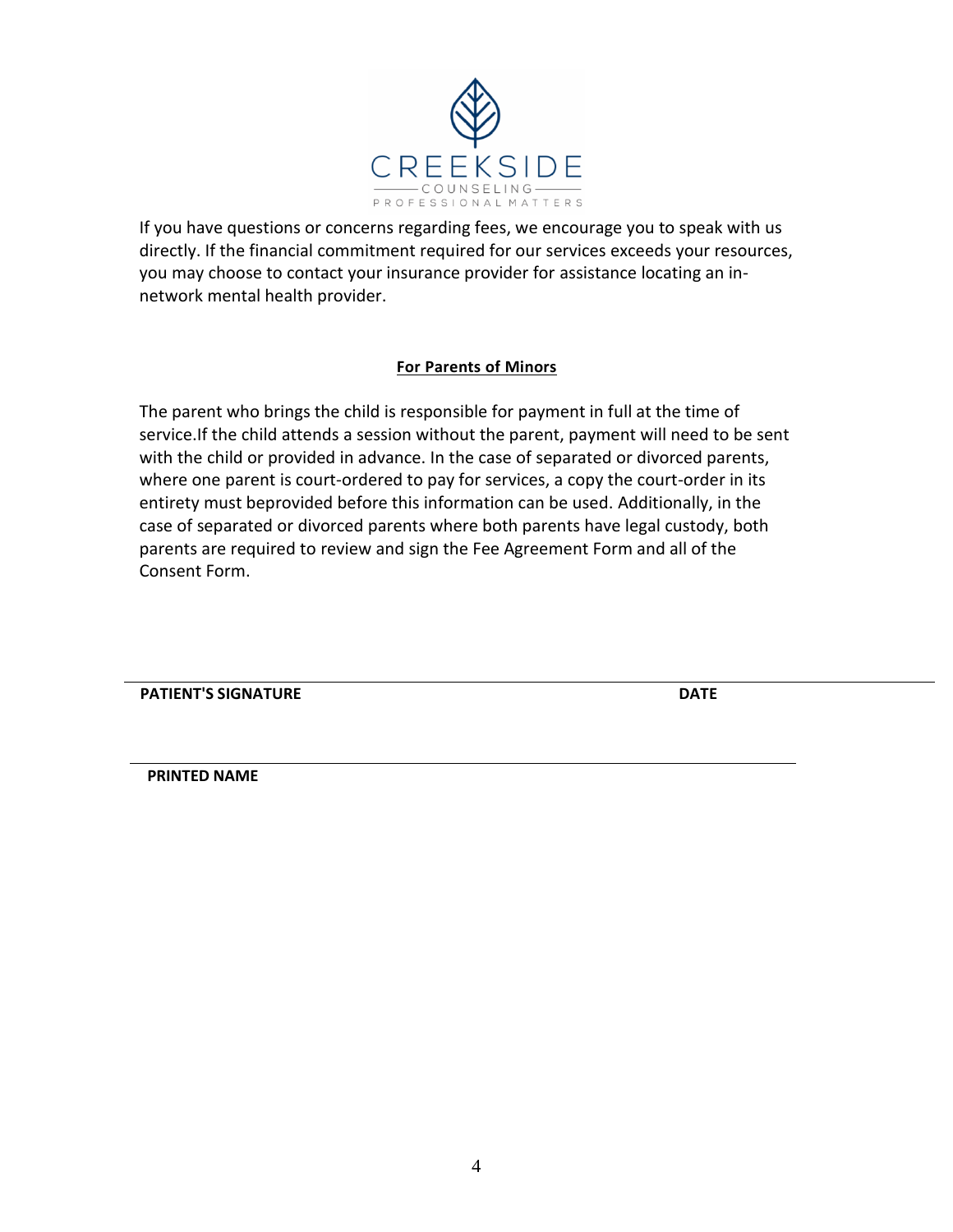If you have questions or concerns regarding fees, we encourage you to speak with us directly. If the financial commitment required for our services exceeds your resources, you may choose to contact your insurance provider for assistance locating an in-network mental health provider.

## For Parents of Minors

The parent who brings the child is responsible for payment in full at the time of service.If the child attends a session without the parent, payment will need to be sent with the child or provided in advance. In the case of separated or divorced parents, where one parent is court-ordered to pay for services, a copy the court-order in its entirety must beprovided before this information can be used. Additionally, in the case of separated or divorced parents where both parents have legal custody, both parents are required to review and sign the Fee Agreement Form and all of the Consent Form.

______________________________________________________________

**PATIENT'S SIGNATURE** **DATE**

______________________________________________________________

**PRINTED NAME**